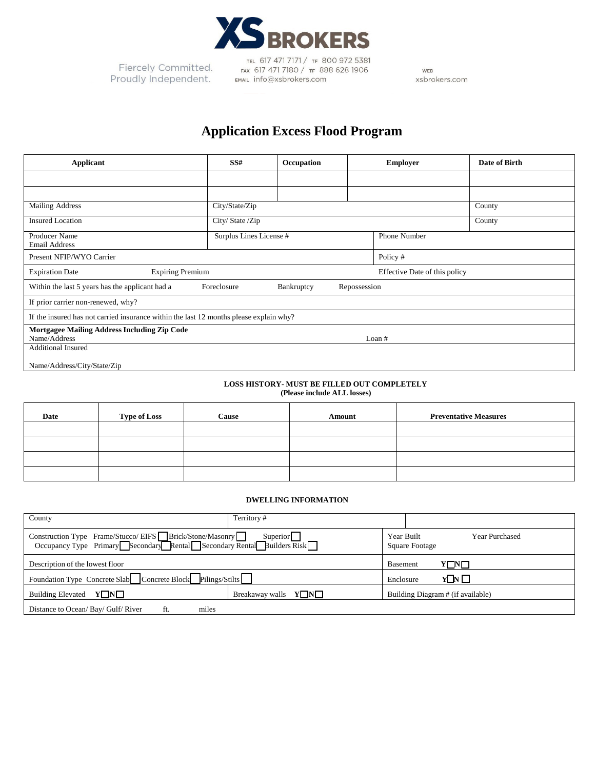**XS BROKERS**

Fiercely Committed.
Proudly Independent.

TEL 617 471 7171 / TF 800 972 5381
FAX 617 471 7180 / TF 888 628 1906
EMAIL info@xsbrokers.com

WEB
xsbrokers.com

# Application Excess Flood Program

| Applicant | SS# | Occupation | Employer | Date of Birth |
|---|---|---|---|---|
| | | | | |
| | | | | |

| | | |
|---|---|---|
| Mailing Address | City/State/Zip | County |
| Insured Location | City/ State /Zip | County |
| Producer Name<br>Email Address | Surplus Lines License # | Phone Number |
| Present NFIP/WYO Carrier | | Policy # |
| Expiration Date &nbsp;&nbsp;&nbsp; Expiring Premium | | Effective Date of this policy |
| Within the last 5 years has the applicant had a &nbsp;&nbsp; Foreclosure &nbsp;&nbsp; Bankruptcy &nbsp;&nbsp; Repossession | | |
| If prior carrier non-renewed, why? | | |
| If the insured has not carried insurance within the last 12 months please explain why? | | |
| **Mortgagee Mailing Address Including Zip Code**<br>Name/Address | | Loan # |
| Additional Insured<br><br>Name/Address/City/State/Zip | | |

**LOSS HISTORY- MUST BE FILLED OUT COMPLETELY**
**(Please include ALL losses)**

| Date | Type of Loss | Cause | Amount | Preventative Measures |
|---|---|---|---|---|
| | | | | |
| | | | | |
| | | | | |
| | | | | |

**DWELLING INFORMATION**

| | | |
|---|---|---|
| County | Territory # | |
| Construction Type Frame/Stucco/ EIFS ☐ Brick/Stone/Masonry ☐ Superior ☐<br>Occupancy Type Primary ☐ Secondary ☐ Rental ☐ Secondary Rental ☐ Builders Risk ☐ | | Year Built &nbsp;&nbsp;&nbsp; Year Purchased<br>Square Footage |
| Description of the lowest floor | | Basement **Y** ☐ **N** ☐ |
| Foundation Type Concrete Slab ☐ Concrete Block ☐ Pilings/Stilts ☐ | | Enclosure **Y** ☐ **N** ☐ |
| Building Elevated **Y** ☐ **N** ☐ | Breakaway walls **Y** ☐ **N** ☐ | Building Diagram # (if available) |
| Distance to Ocean/ Bay/ Gulf/ River &nbsp;&nbsp; ft. &nbsp;&nbsp; miles | | |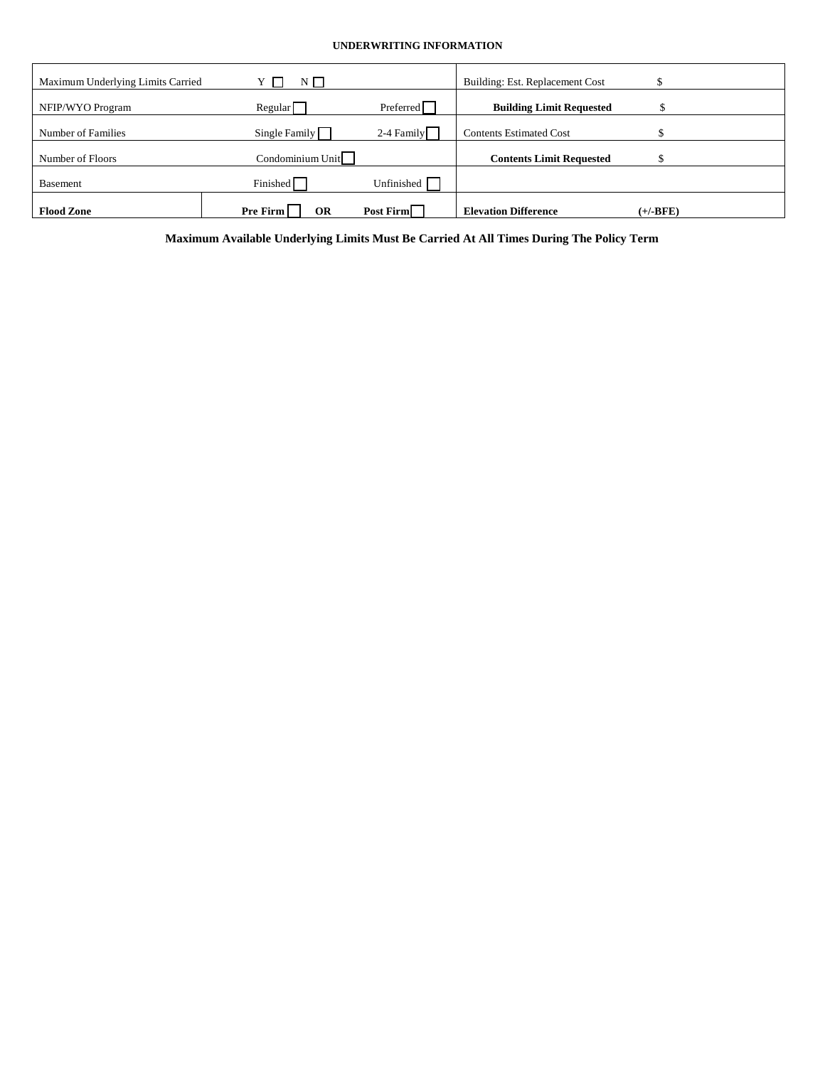**UNDERWRITING INFORMATION**

| | | | | |
|---|---|---|---|---|
| Maximum Underlying Limits Carried | Y ☐ N ☐ | | Building: Est. Replacement Cost | $ |
| NFIP/WYO Program | Regular ☐ | Preferred ☐ | **Building Limit Requested** | $ |
| Number of Families | Single Family ☐ | 2-4 Family ☐ | Contents Estimated Cost | $ |
| Number of Floors | Condominium Unit ☐ | | **Contents Limit Requested** | $ |
| Basement | Finished ☐ | Unfinished ☐ | | |
| **Flood Zone** | **Pre Firm** ☐ **OR** | **Post Firm** ☐ | **Elevation Difference** | **(+/-BFE)** |

**Maximum Available Underlying Limits Must Be Carried At All Times During The Policy Term**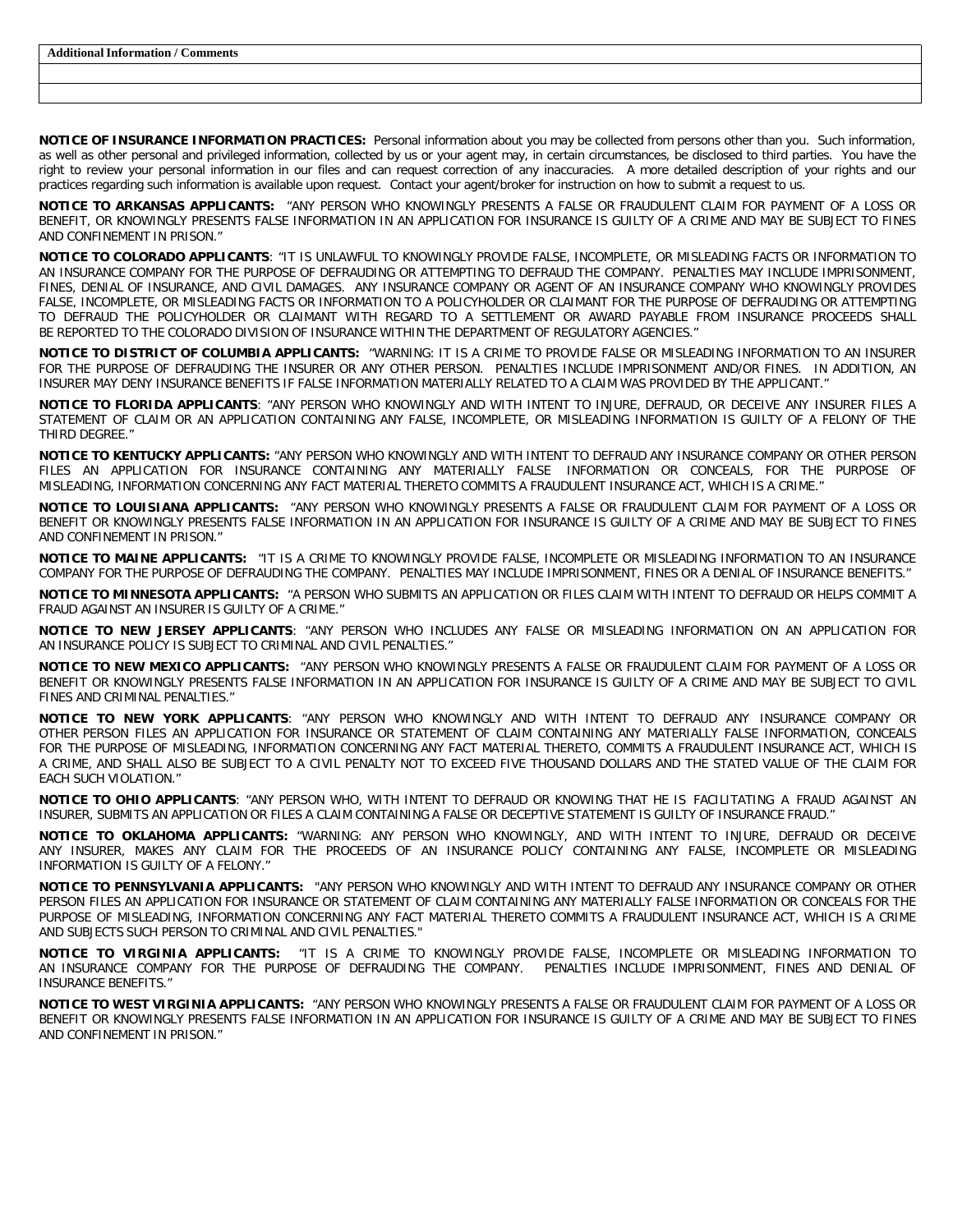| Additional Information / Comments |
| --- |
| |
| |

**NOTICE OF INSURANCE INFORMATION PRACTICES:** Personal information about you may be collected from persons other than you. Such information, as well as other personal and privileged information, collected by us or your agent may, in certain circumstances, be disclosed to third parties. You have the right to review your personal information in our files and can request correction of any inaccuracies. A more detailed description of your rights and our practices regarding such information is available upon request. Contact your agent/broker for instruction on how to submit a request to us.

**NOTICE TO ARKANSAS APPLICANTS:** "ANY PERSON WHO KNOWINGLY PRESENTS A FALSE OR FRAUDULENT CLAIM FOR PAYMENT OF A LOSS OR BENEFIT, OR KNOWINGLY PRESENTS FALSE INFORMATION IN AN APPLICATION FOR INSURANCE IS GUILTY OF A CRIME AND MAY BE SUBJECT TO FINES AND CONFINEMENT IN PRISON."

**NOTICE TO COLORADO APPLICANTS**: "IT IS UNLAWFUL TO KNOWINGLY PROVIDE FALSE, INCOMPLETE, OR MISLEADING FACTS OR INFORMATION TO AN INSURANCE COMPANY FOR THE PURPOSE OF DEFRAUDING OR ATTEMPTING TO DEFRAUD THE COMPANY. PENALTIES MAY INCLUDE IMPRISONMENT, FINES, DENIAL OF INSURANCE, AND CIVIL DAMAGES. ANY INSURANCE COMPANY OR AGENT OF AN INSURANCE COMPANY WHO KNOWINGLY PROVIDES FALSE, INCOMPLETE, OR MISLEADING FACTS OR INFORMATION TO A POLICYHOLDER OR CLAIMANT FOR THE PURPOSE OF DEFRAUDING OR ATTEMPTING TO DEFRAUD THE POLICYHOLDER OR CLAIMANT WITH REGARD TO A SETTLEMENT OR AWARD PAYABLE FROM INSURANCE PROCEEDS SHALL BE REPORTED TO THE COLORADO DIVISION OF INSURANCE WITHIN THE DEPARTMENT OF REGULATORY AGENCIES."

**NOTICE TO DISTRICT OF COLUMBIA APPLICANTS:** "WARNING: IT IS A CRIME TO PROVIDE FALSE OR MISLEADING INFORMATION TO AN INSURER FOR THE PURPOSE OF DEFRAUDING THE INSURER OR ANY OTHER PERSON. PENALTIES INCLUDE IMPRISONMENT AND/OR FINES. IN ADDITION, AN INSURER MAY DENY INSURANCE BENEFITS IF FALSE INFORMATION MATERIALLY RELATED TO A CLAIM WAS PROVIDED BY THE APPLICANT."

**NOTICE TO FLORIDA APPLICANTS**: "ANY PERSON WHO KNOWINGLY AND WITH INTENT TO INJURE, DEFRAUD, OR DECEIVE ANY INSURER FILES A STATEMENT OF CLAIM OR AN APPLICATION CONTAINING ANY FALSE, INCOMPLETE, OR MISLEADING INFORMATION IS GUILTY OF A FELONY OF THE THIRD DEGREE."

**NOTICE TO KENTUCKY APPLICANTS:** "ANY PERSON WHO KNOWINGLY AND WITH INTENT TO DEFRAUD ANY INSURANCE COMPANY OR OTHER PERSON FILES AN APPLICATION FOR INSURANCE CONTAINING ANY MATERIALLY FALSE INFORMATION OR CONCEALS, FOR THE PURPOSE OF MISLEADING, INFORMATION CONCERNING ANY FACT MATERIAL THERETO COMMITS A FRAUDULENT INSURANCE ACT, WHICH IS A CRIME."

**NOTICE TO LOUISIANA APPLICANTS:** "ANY PERSON WHO KNOWINGLY PRESENTS A FALSE OR FRAUDULENT CLAIM FOR PAYMENT OF A LOSS OR BENEFIT OR KNOWINGLY PRESENTS FALSE INFORMATION IN AN APPLICATION FOR INSURANCE IS GUILTY OF A CRIME AND MAY BE SUBJECT TO FINES AND CONFINEMENT IN PRISON."

**NOTICE TO MAINE APPLICANTS:** "IT IS A CRIME TO KNOWINGLY PROVIDE FALSE, INCOMPLETE OR MISLEADING INFORMATION TO AN INSURANCE COMPANY FOR THE PURPOSE OF DEFRAUDING THE COMPANY. PENALTIES MAY INCLUDE IMPRISONMENT, FINES OR A DENIAL OF INSURANCE BENEFITS."

**NOTICE TO MINNESOTA APPLICANTS:** "A PERSON WHO SUBMITS AN APPLICATION OR FILES CLAIM WITH INTENT TO DEFRAUD OR HELPS COMMIT A FRAUD AGAINST AN INSURER IS GUILTY OF A CRIME."

**NOTICE TO NEW JERSEY APPLICANTS**: "ANY PERSON WHO INCLUDES ANY FALSE OR MISLEADING INFORMATION ON AN APPLICATION FOR AN INSURANCE POLICY IS SUBJECT TO CRIMINAL AND CIVIL PENALTIES."

**NOTICE TO NEW MEXICO APPLICANTS:** "ANY PERSON WHO KNOWINGLY PRESENTS A FALSE OR FRAUDULENT CLAIM FOR PAYMENT OF A LOSS OR BENEFIT OR KNOWINGLY PRESENTS FALSE INFORMATION IN AN APPLICATION FOR INSURANCE IS GUILTY OF A CRIME AND MAY BE SUBJECT TO CIVIL FINES AND CRIMINAL PENALTIES."

**NOTICE TO NEW YORK APPLICANTS**: "ANY PERSON WHO KNOWINGLY AND WITH INTENT TO DEFRAUD ANY INSURANCE COMPANY OR OTHER PERSON FILES AN APPLICATION FOR INSURANCE OR STATEMENT OF CLAIM CONTAINING ANY MATERIALLY FALSE INFORMATION, CONCEALS FOR THE PURPOSE OF MISLEADING, INFORMATION CONCERNING ANY FACT MATERIAL THERETO, COMMITS A FRAUDULENT INSURANCE ACT, WHICH IS A CRIME, AND SHALL ALSO BE SUBJECT TO A CIVIL PENALTY NOT TO EXCEED FIVE THOUSAND DOLLARS AND THE STATED VALUE OF THE CLAIM FOR EACH SUCH VIOLATION."

**NOTICE TO OHIO APPLICANTS**: "ANY PERSON WHO, WITH INTENT TO DEFRAUD OR KNOWING THAT HE IS FACILITATING A FRAUD AGAINST AN INSURER, SUBMITS AN APPLICATION OR FILES A CLAIM CONTAINING A FALSE OR DECEPTIVE STATEMENT IS GUILTY OF INSURANCE FRAUD."

**NOTICE TO OKLAHOMA APPLICANTS:** "WARNING: ANY PERSON WHO KNOWINGLY, AND WITH INTENT TO INJURE, DEFRAUD OR DECEIVE ANY INSURER, MAKES ANY CLAIM FOR THE PROCEEDS OF AN INSURANCE POLICY CONTAINING ANY FALSE, INCOMPLETE OR MISLEADING INFORMATION IS GUILTY OF A FELONY."

**NOTICE TO PENNSYLVANIA APPLICANTS:** "ANY PERSON WHO KNOWINGLY AND WITH INTENT TO DEFRAUD ANY INSURANCE COMPANY OR OTHER PERSON FILES AN APPLICATION FOR INSURANCE OR STATEMENT OF CLAIM CONTAINING ANY MATERIALLY FALSE INFORMATION OR CONCEALS FOR THE PURPOSE OF MISLEADING, INFORMATION CONCERNING ANY FACT MATERIAL THERETO COMMITS A FRAUDULENT INSURANCE ACT, WHICH IS A CRIME AND SUBJECTS SUCH PERSON TO CRIMINAL AND CIVIL PENALTIES."

**NOTICE TO VIRGINIA APPLICANTS:** "IT IS A CRIME TO KNOWINGLY PROVIDE FALSE, INCOMPLETE OR MISLEADING INFORMATION TO AN INSURANCE COMPANY FOR THE PURPOSE OF DEFRAUDING THE COMPANY. PENALTIES INCLUDE IMPRISONMENT, FINES AND DENIAL OF INSURANCE BENEFITS."

**NOTICE TO WEST VIRGINIA APPLICANTS:** "ANY PERSON WHO KNOWINGLY PRESENTS A FALSE OR FRAUDULENT CLAIM FOR PAYMENT OF A LOSS OR BENEFIT OR KNOWINGLY PRESENTS FALSE INFORMATION IN AN APPLICATION FOR INSURANCE IS GUILTY OF A CRIME AND MAY BE SUBJECT TO FINES AND CONFINEMENT IN PRISON."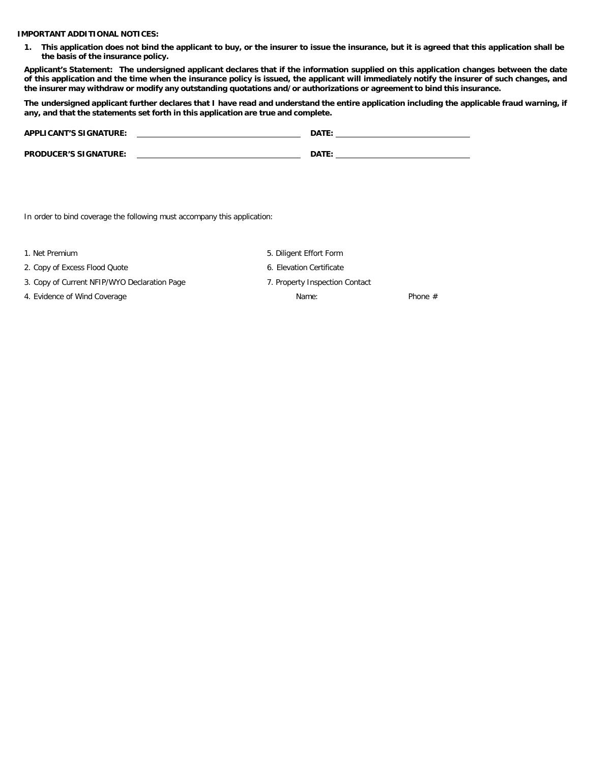**IMPORTANT ADDITIONAL NOTICES:**

1. **This application does not bind the applicant to buy, or the insurer to issue the insurance, but it is agreed that this application shall be the basis of the insurance policy.**

**Applicant's Statement: The undersigned applicant declares that if the information supplied on this application changes between the date of this application and the time when the insurance policy is issued, the applicant will immediately notify the insurer of such changes, and the insurer may withdraw or modify any outstanding quotations and/or authorizations or agreement to bind this insurance.**

**The undersigned applicant further declares that I have read and understand the entire application including the applicable fraud warning, if any, and that the statements set forth in this application are true and complete.**

**APPLICANT'S SIGNATURE:** ______________________________ **DATE:** ________________________

**PRODUCER'S SIGNATURE:** ______________________________ **DATE:** ________________________

In order to bind coverage the following must accompany this application:

1. Net Premium
2. Copy of Excess Flood Quote
3. Copy of Current NFIP/WYO Declaration Page
4. Evidence of Wind Coverage
5. Diligent Effort Form
6. Elevation Certificate
7. Property Inspection Contact
   Name: Phone #